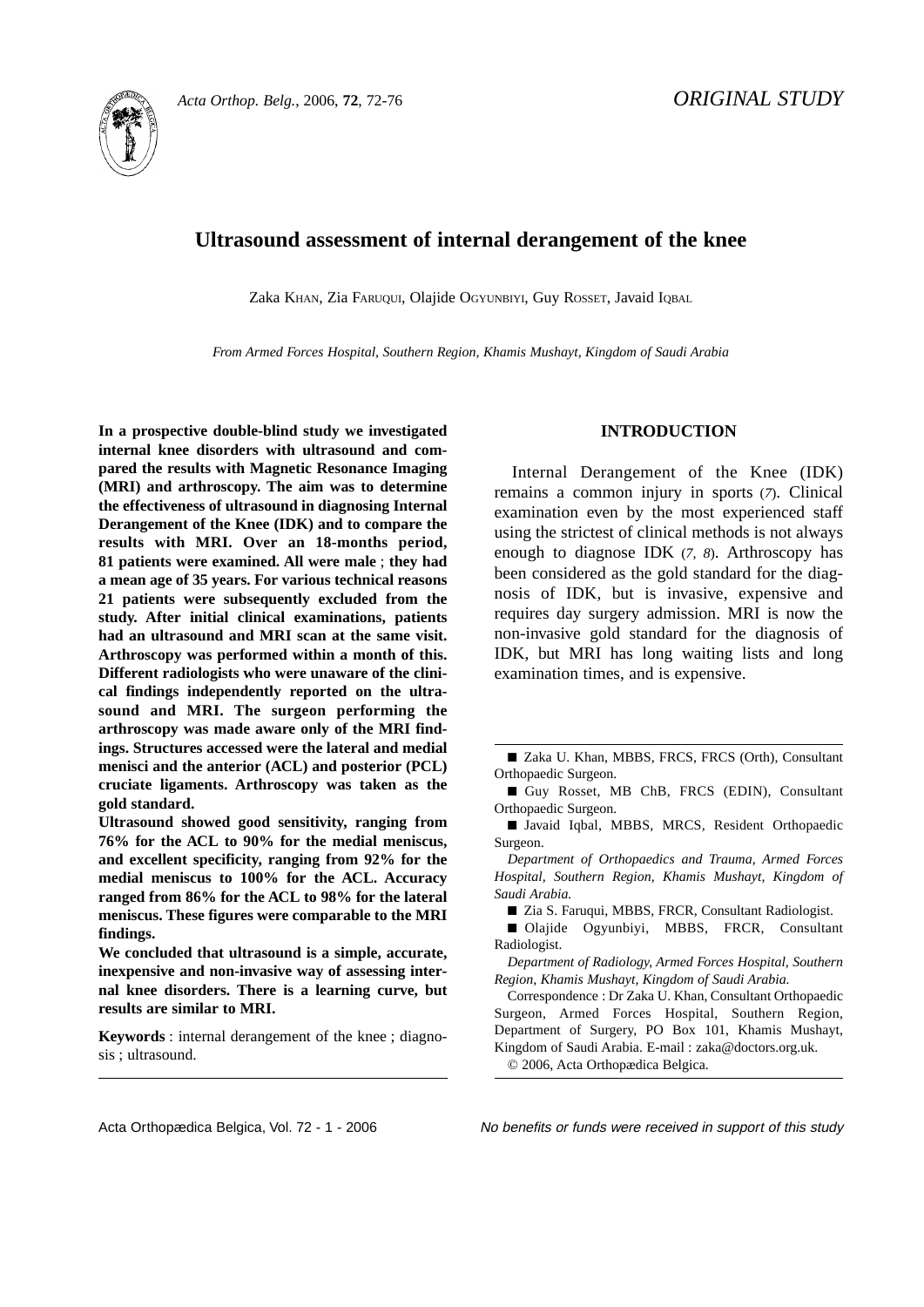ORIGINAL STUDY

# Ultrasound assessment of internal derangement of the knee

Zaka Khan, Zia Faruqui, Olajide Ogyunbiyi, Guy Rosset, Javaid Iqbal

*From Armed Forces Hospital, Southern Region, Khamis Mushayt, Kingdom of Saudi Arabia*

**In a prospective double-blind study we investigated internal knee disorders with ultrasound and compared the results with Magnetic Resonance Imaging (MRI) and arthroscopy. The aim was to determine the effectiveness of ultrasound in diagnosing Internal Derangement of the Knee (IDK) and to compare the results with MRI. Over an 18-months period, 81 patients were examined. All were male ; they had a mean age of 35 years. For various technical reasons 21 patients were subsequently excluded from the study. After initial clinical examinations, patients had an ultrasound and MRI scan at the same visit. Arthroscopy was performed within a month of this. Different radiologists who were unaware of the clinical findings independently reported on the ultrasound and MRI. The surgeon performing the arthroscopy was made aware only of the MRI findings. Structures accessed were the lateral and medial menisci and the anterior (ACL) and posterior (PCL) cruciate ligaments. Arthroscopy was taken as the gold standard.**

**Ultrasound showed good sensitivity, ranging from 76% for the ACL to 90% for the medial meniscus, and excellent specificity, ranging from 92% for the medial meniscus to 100% for the ACL. Accuracy ranged from 86% for the ACL to 98% for the lateral meniscus. These figures were comparable to the MRI findings.**

**We concluded that ultrasound is a simple, accurate, inexpensive and non-invasive way of assessing internal knee disorders. There is a learning curve, but results are similar to MRI.**

**Keywords** : internal derangement of the knee ; diagnosis ; ultrasound.

## INTRODUCTION

Internal Derangement of the Knee (IDK) remains a common injury in sports (*7*). Clinical examination even by the most experienced staff using the strictest of clinical methods is not always enough to diagnose IDK (*7, 8*). Arthroscopy has been considered as the gold standard for the diagnosis of IDK, but is invasive, expensive and requires day surgery admission. MRI is now the non-invasive gold standard for the diagnosis of IDK, but MRI has long waiting lists and long examination times, and is expensive.

---

■ Zaka U. Khan, MBBS, FRCS, FRCS (Orth), Consultant Orthopaedic Surgeon.

■ Guy Rosset, MB ChB, FRCS (EDIN), Consultant Orthopaedic Surgeon.

■ Javaid Iqbal, MBBS, MRCS, Resident Orthopaedic Surgeon.

*Department of Orthopaedics and Trauma, Armed Forces Hospital, Southern Region, Khamis Mushayt, Kingdom of Saudi Arabia.*

■ Zia S. Faruqui, MBBS, FRCR, Consultant Radiologist.

■ Olajide Ogyunbiyi, MBBS, FRCR, Consultant Radiologist.

*Department of Radiology, Armed Forces Hospital, Southern Region, Khamis Mushayt, Kingdom of Saudi Arabia.*

Correspondence : Dr Zaka U. Khan, Consultant Orthopaedic Surgeon, Armed Forces Hospital, Southern Region, Department of Surgery, PO Box 101, Khamis Mushayt, Kingdom of Saudi Arabia. E-mail : zaka@doctors.org.uk.

© 2006, Acta Orthopædica Belgica.

*No benefits or funds were received in support of this study*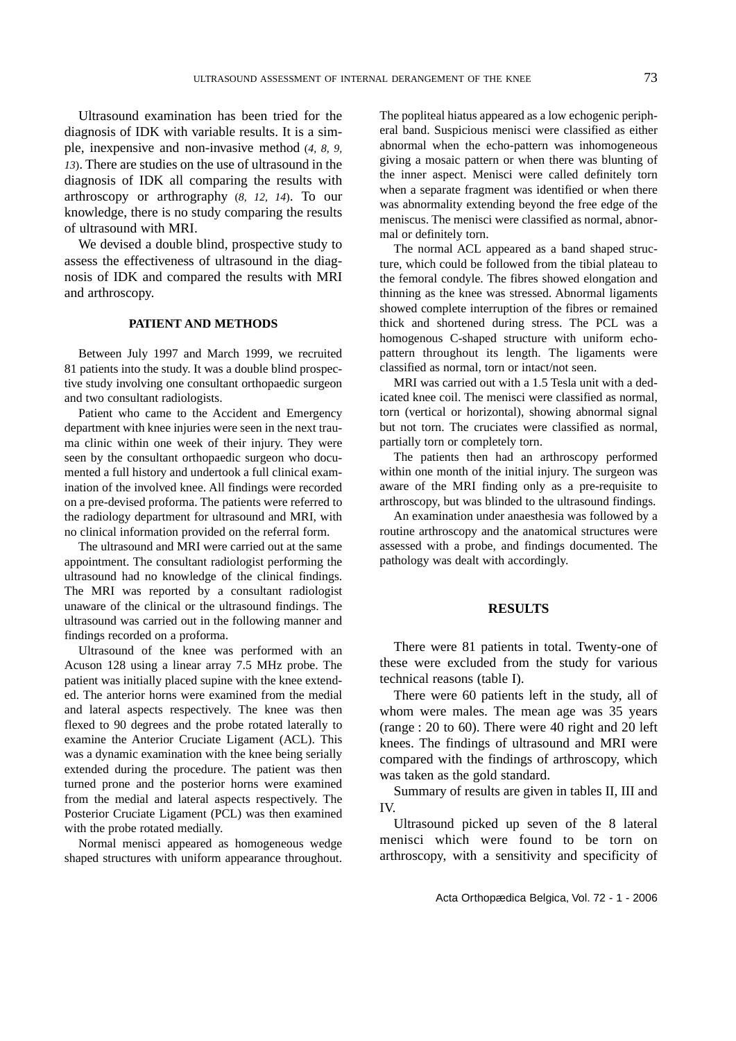Ultrasound examination has been tried for the diagnosis of IDK with variable results. It is a simple, inexpensive and non-invasive method (*4, 8, 9, 13*). There are studies on the use of ultrasound in the diagnosis of IDK all comparing the results with arthroscopy or arthrography (*8, 12, 14*). To our knowledge, there is no study comparing the results of ultrasound with MRI.

We devised a double blind, prospective study to assess the effectiveness of ultrasound in the diagnosis of IDK and compared the results with MRI and arthroscopy.

## PATIENT AND METHODS

Between July 1997 and March 1999, we recruited 81 patients into the study. It was a double blind prospective study involving one consultant orthopaedic surgeon and two consultant radiologists.

Patient who came to the Accident and Emergency department with knee injuries were seen in the next trauma clinic within one week of their injury. They were seen by the consultant orthopaedic surgeon who documented a full history and undertook a full clinical examination of the involved knee. All findings were recorded on a pre-devised proforma. The patients were referred to the radiology department for ultrasound and MRI, with no clinical information provided on the referral form.

The ultrasound and MRI were carried out at the same appointment. The consultant radiologist performing the ultrasound had no knowledge of the clinical findings. The MRI was reported by a consultant radiologist unaware of the clinical or the ultrasound findings. The ultrasound was carried out in the following manner and findings recorded on a proforma.

Ultrasound of the knee was performed with an Acuson 128 using a linear array 7.5 MHz probe. The patient was initially placed supine with the knee extended. The anterior horns were examined from the medial and lateral aspects respectively. The knee was then flexed to 90 degrees and the probe rotated laterally to examine the Anterior Cruciate Ligament (ACL). This was a dynamic examination with the knee being serially extended during the procedure. The patient was then turned prone and the posterior horns were examined from the medial and lateral aspects respectively. The Posterior Cruciate Ligament (PCL) was then examined with the probe rotated medially.

Normal menisci appeared as homogeneous wedge shaped structures with uniform appearance throughout. The popliteal hiatus appeared as a low echogenic peripheral band. Suspicious menisci were classified as either abnormal when the echo-pattern was inhomogeneous giving a mosaic pattern or when there was blunting of the inner aspect. Menisci were called definitely torn when a separate fragment was identified or when there was abnormality extending beyond the free edge of the meniscus. The menisci were classified as normal, abnormal or definitely torn.

The normal ACL appeared as a band shaped structure, which could be followed from the tibial plateau to the femoral condyle. The fibres showed elongation and thinning as the knee was stressed. Abnormal ligaments showed complete interruption of the fibres or remained thick and shortened during stress. The PCL was a homogenous C-shaped structure with uniform echopattern throughout its length. The ligaments were classified as normal, torn or intact/not seen.

MRI was carried out with a 1.5 Tesla unit with a dedicated knee coil. The menisci were classified as normal, torn (vertical or horizontal), showing abnormal signal but not torn. The cruciates were classified as normal, partially torn or completely torn.

The patients then had an arthroscopy performed within one month of the initial injury. The surgeon was aware of the MRI finding only as a pre-requisite to arthroscopy, but was blinded to the ultrasound findings.

An examination under anaesthesia was followed by a routine arthroscopy and the anatomical structures were assessed with a probe, and findings documented. The pathology was dealt with accordingly.

## RESULTS

There were 81 patients in total. Twenty-one of these were excluded from the study for various technical reasons (table I).

There were 60 patients left in the study, all of whom were males. The mean age was 35 years (range : 20 to 60). There were 40 right and 20 left knees. The findings of ultrasound and MRI were compared with the findings of arthroscopy, which was taken as the gold standard.

Summary of results are given in tables II, III and IV.

Ultrasound picked up seven of the 8 lateral menisci which were found to be torn on arthroscopy, with a sensitivity and specificity of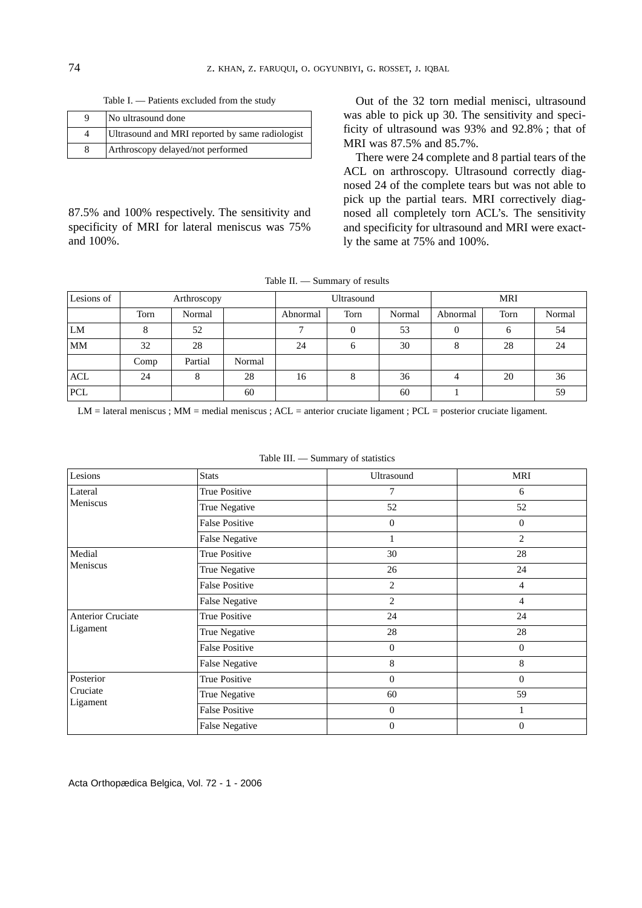Table I. — Patients excluded from the study

| | |
|---|---|
| 9 | No ultrasound done |
| 4 | Ultrasound and MRI reported by same radiologist |
| 8 | Arthroscopy delayed/not performed |

87.5% and 100% respectively. The sensitivity and specificity of MRI for lateral meniscus was 75% and 100%.

Out of the 32 torn medial menisci, ultrasound was able to pick up 30. The sensitivity and specificity of ultrasound was 93% and 92.8% ; that of MRI was 87.5% and 85.7%.

There were 24 complete and 8 partial tears of the ACL on arthroscopy. Ultrasound correctly diagnosed 24 of the complete tears but was not able to pick up the partial tears. MRI correctively diagnosed all completely torn ACL's. The sensitivity and specificity for ultrasound and MRI were exactly the same at 75% and 100%.

Table II. — Summary of results

| Lesions of | Arthroscopy | | | Ultrasound | | | MRI | | |
|---|---|---|---|---|---|---|---|---|---|
| | Torn | Normal | | Abnormal | Torn | Normal | Abnormal | Torn | Normal |
| LM | 8 | 52 | | 7 | 0 | 53 | 0 | 6 | 54 |
| MM | 32 | 28 | | 24 | 6 | 30 | 8 | 28 | 24 |
| | Comp | Partial | Normal | | | | | | |
| ACL | 24 | 8 | 28 | 16 | 8 | 36 | 4 | 20 | 36 |
| PCL | | | 60 | | | 60 | 1 | | 59 |

LM = lateral meniscus ; MM = medial meniscus ; ACL = anterior cruciate ligament ; PCL = posterior cruciate ligament.

Table III. — Summary of statistics

| Lesions | Stats | Ultrasound | MRI |
|---|---|---|---|
| Lateral Meniscus | True Positive | 7 | 6 |
| | True Negative | 52 | 52 |
| | False Positive | 0 | 0 |
| | False Negative | 1 | 2 |
| Medial Meniscus | True Positive | 30 | 28 |
| | True Negative | 26 | 24 |
| | False Positive | 2 | 4 |
| | False Negative | 2 | 4 |
| Anterior Cruciate Ligament | True Positive | 24 | 24 |
| | True Negative | 28 | 28 |
| | False Positive | 0 | 0 |
| | False Negative | 8 | 8 |
| Posterior Cruciate Ligament | True Positive | 0 | 0 |
| | True Negative | 60 | 59 |
| | False Positive | 0 | 1 |
| | False Negative | 0 | 0 |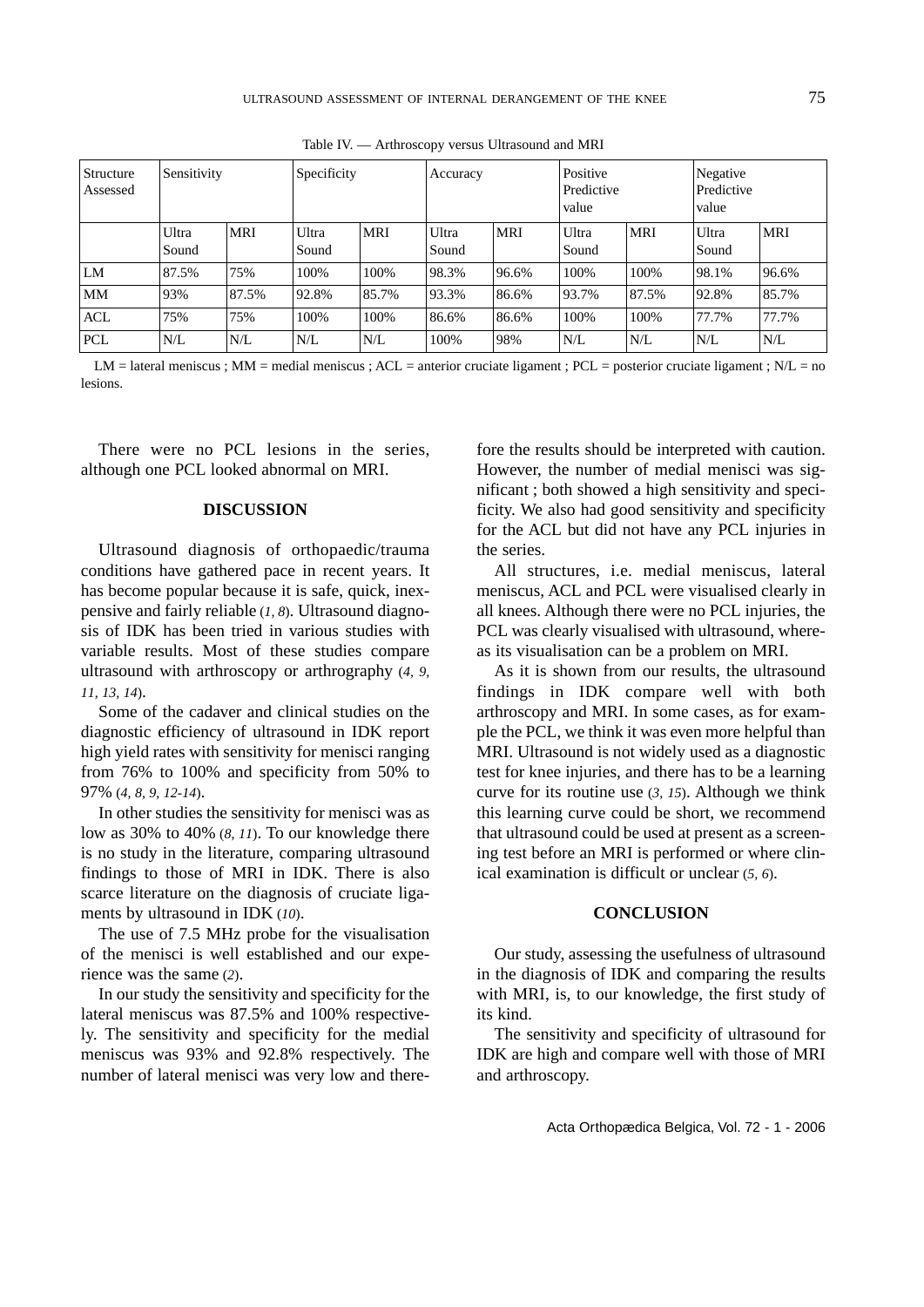Table IV. — Arthroscopy versus Ultrasound and MRI

| Structure Assessed | Sensitivity | | Specificity | | Accuracy | | Positive Predictive value | | Negative Predictive value | |
|---|---|---|---|---|---|---|---|---|---|---|
| | Ultra Sound | MRI | Ultra Sound | MRI | Ultra Sound | MRI | Ultra Sound | MRI | Ultra Sound | MRI |
| LM | 87.5% | 75% | 100% | 100% | 98.3% | 96.6% | 100% | 100% | 98.1% | 96.6% |
| MM | 93% | 87.5% | 92.8% | 85.7% | 93.3% | 86.6% | 93.7% | 87.5% | 92.8% | 85.7% |
| ACL | 75% | 75% | 100% | 100% | 86.6% | 86.6% | 100% | 100% | 77.7% | 77.7% |
| PCL | N/L | N/L | N/L | N/L | 100% | 98% | N/L | N/L | N/L | N/L |

LM = lateral meniscus ; MM = medial meniscus ; ACL = anterior cruciate ligament ; PCL = posterior cruciate ligament ; N/L = no lesions.

There were no PCL lesions in the series, although one PCL looked abnormal on MRI.

## DISCUSSION

Ultrasound diagnosis of orthopaedic/trauma conditions have gathered pace in recent years. It has become popular because it is safe, quick, inexpensive and fairly reliable (*1, 8*). Ultrasound diagnosis of IDK has been tried in various studies with variable results. Most of these studies compare ultrasound with arthroscopy or arthrography (*4, 9, 11, 13, 14*).

Some of the cadaver and clinical studies on the diagnostic efficiency of ultrasound in IDK report high yield rates with sensitivity for menisci ranging from 76% to 100% and specificity from 50% to 97% (*4, 8, 9, 12-14*).

In other studies the sensitivity for menisci was as low as 30% to 40% (*8, 11*). To our knowledge there is no study in the literature, comparing ultrasound findings to those of MRI in IDK. There is also scarce literature on the diagnosis of cruciate ligaments by ultrasound in IDK (*10*).

The use of 7.5 MHz probe for the visualisation of the menisci is well established and our experience was the same (*2*).

In our study the sensitivity and specificity for the lateral meniscus was 87.5% and 100% respectively. The sensitivity and specificity for the medial meniscus was 93% and 92.8% respectively. The number of lateral menisci was very low and therefore the results should be interpreted with caution. However, the number of medial menisci was significant ; both showed a high sensitivity and specificity. We also had good sensitivity and specificity for the ACL but did not have any PCL injuries in the series.

All structures, i.e. medial meniscus, lateral meniscus, ACL and PCL were visualised clearly in all knees. Although there were no PCL injuries, the PCL was clearly visualised with ultrasound, whereas its visualisation can be a problem on MRI.

As it is shown from our results, the ultrasound findings in IDK compare well with both arthroscopy and MRI. In some cases, as for example the PCL, we think it was even more helpful than MRI. Ultrasound is not widely used as a diagnostic test for knee injuries, and there has to be a learning curve for its routine use (*3, 15*). Although we think this learning curve could be short, we recommend that ultrasound could be used at present as a screening test before an MRI is performed or where clinical examination is difficult or unclear (*5, 6*).

## CONCLUSION

Our study, assessing the usefulness of ultrasound in the diagnosis of IDK and comparing the results with MRI, is, to our knowledge, the first study of its kind.

The sensitivity and specificity of ultrasound for IDK are high and compare well with those of MRI and arthroscopy.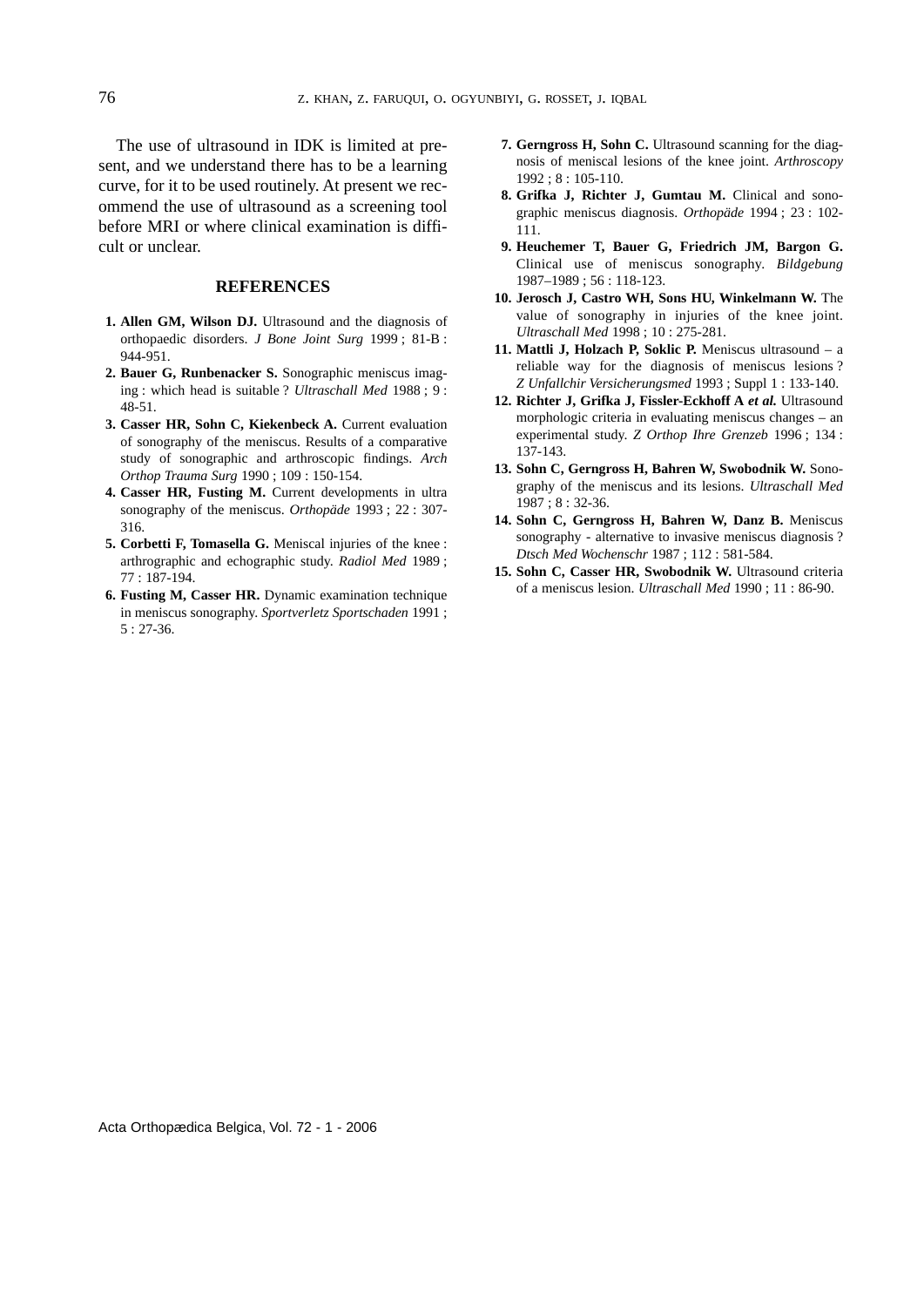The use of ultrasound in IDK is limited at present, and we understand there has to be a learning curve, for it to be used routinely. At present we recommend the use of ultrasound as a screening tool before MRI or where clinical examination is difficult or unclear.

## REFERENCES

1. **Allen GM, Wilson DJ.** Ultrasound and the diagnosis of orthopaedic disorders. *J Bone Joint Surg* 1999 ; 81-B : 944-951.
2. **Bauer G, Runbenacker S.** Sonographic meniscus imaging : which head is suitable ? *Ultraschall Med* 1988 ; 9 : 48-51.
3. **Casser HR, Sohn C, Kiekenbeck A.** Current evaluation of sonography of the meniscus. Results of a comparative study of sonographic and arthroscopic findings. *Arch Orthop Trauma Surg* 1990 ; 109 : 150-154.
4. **Casser HR, Fusting M.** Current developments in ultra sonography of the meniscus. *Orthopäde* 1993 ; 22 : 307-316.
5. **Corbetti F, Tomasella G.** Meniscal injuries of the knee : arthrographic and echographic study. *Radiol Med* 1989 ; 77 : 187-194.
6. **Fusting M, Casser HR.** Dynamic examination technique in meniscus sonography. *Sportverletz Sportschaden* 1991 ; 5 : 27-36.
7. **Gerngross H, Sohn C.** Ultrasound scanning for the diagnosis of meniscal lesions of the knee joint. *Arthroscopy* 1992 ; 8 : 105-110.
8. **Grifka J, Richter J, Gumtau M.** Clinical and sonographic meniscus diagnosis. *Orthopäde* 1994 ; 23 : 102-111.
9. **Heuchemer T, Bauer G, Friedrich JM, Bargon G.** Clinical use of meniscus sonography. *Bildgebung* 1987–1989 ; 56 : 118-123.
10. **Jerosch J, Castro WH, Sons HU, Winkelmann W.** The value of sonography in injuries of the knee joint. *Ultraschall Med* 1998 ; 10 : 275-281.
11. **Mattli J, Holzach P, Soklic P.** Meniscus ultrasound – a reliable way for the diagnosis of meniscus lesions ? *Z Unfallchir Versicherungsmed* 1993 ; Suppl 1 : 133-140.
12. **Richter J, Grifka J, Fissler-Eckhoff A *et al.*** Ultrasound morphologic criteria in evaluating meniscus changes – an experimental study. *Z Orthop Ihre Grenzeb* 1996 ; 134 : 137-143.
13. **Sohn C, Gerngross H, Bahren W, Swobodnik W.** Sonography of the meniscus and its lesions. *Ultraschall Med* 1987 ; 8 : 32-36.
14. **Sohn C, Gerngross H, Bahren W, Danz B.** Meniscus sonography - alternative to invasive meniscus diagnosis ? *Dtsch Med Wochenschr* 1987 ; 112 : 581-584.
15. **Sohn C, Casser HR, Swobodnik W.** Ultrasound criteria of a meniscus lesion. *Ultraschall Med* 1990 ; 11 : 86-90.